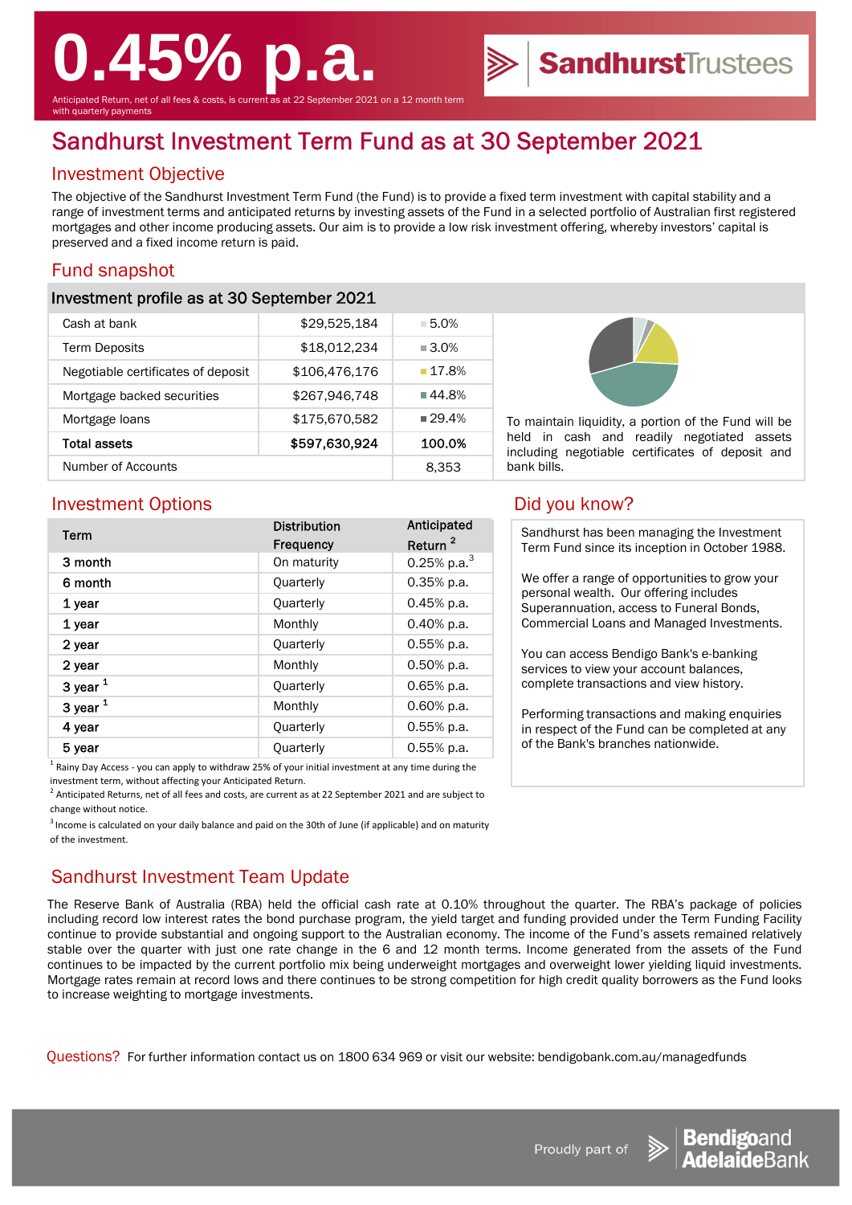# 0.45% p.a.

Anticipated Return, net of all fees & costs, is current as at 22 September 2021 on a 12 month term with quarterly payments

SandhurstTrustees

# Sandhurst Investment Term Fund as at 30 September 2021

## Investment Objective

The objective of the Sandhurst Investment Term Fund (the Fund) is to provide a fixed term investment with capital stability and a range of investment terms and anticipated returns by investing assets of the Fund in a selected portfolio of Australian first registered mortgages and other income producing assets. Our aim is to provide a low risk investment offering, whereby investors' capital is preserved and a fixed income return is paid.

## Fund snapshot

### Investment profile as at 30 September 2021

| | | |
|---|---|---|
| Cash at bank | $29,525,184 | 5.0% |
| Term Deposits | $18,012,234 | 3.0% |
| Negotiable certificates of deposit | $106,476,176 | 17.8% |
| Mortgage backed securities | $267,946,748 | 44.8% |
| Mortgage loans | $175,670,582 | 29.4% |
| **Total assets** | **$597,630,924** | **100.0%** |
| Number of Accounts | | 8,353 |

To maintain liquidity, a portion of the Fund will be held in cash and readily negotiated assets including negotiable certificates of deposit and bank bills.

## Investment Options

| Term | Distribution Frequency | Anticipated Return [2] |
|---|---|---|
| 3 month | On maturity | 0.25% p.a.[3] |
| 6 month | Quarterly | 0.35% p.a. |
| 1 year | Quarterly | 0.45% p.a. |
| 1 year | Monthly | 0.40% p.a. |
| 2 year | Quarterly | 0.55% p.a. |
| 2 year | Monthly | 0.50% p.a. |
| 3 year [1] | Quarterly | 0.65% p.a. |
| 3 year [1] | Monthly | 0.60% p.a. |
| 4 year | Quarterly | 0.55% p.a. |
| 5 year | Quarterly | 0.55% p.a. |

[1] Rainy Day Access - you can apply to withdraw 25% of your initial investment at any time during the investment term, without affecting your Anticipated Return.

[2] Anticipated Returns, net of all fees and costs, are current as at 22 September 2021 and are subject to change without notice.

[3] Income is calculated on your daily balance and paid on the 30th of June (if applicable) and on maturity of the investment.

## Did you know?

Sandhurst has been managing the Investment Term Fund since its inception in October 1988.

We offer a range of opportunities to grow your personal wealth. Our offering includes Superannuation, access to Funeral Bonds, Commercial Loans and Managed Investments.

You can access Bendigo Bank's e-banking services to view your account balances, complete transactions and view history.

Performing transactions and making enquiries in respect of the Fund can be completed at any of the Bank's branches nationwide.

## Sandhurst Investment Team Update

The Reserve Bank of Australia (RBA) held the official cash rate at 0.10% throughout the quarter. The RBA's package of policies including record low interest rates the bond purchase program, the yield target and funding provided under the Term Funding Facility continue to provide substantial and ongoing support to the Australian economy. The income of the Fund's assets remained relatively stable over the quarter with just one rate change in the 6 and 12 month terms. Income generated from the assets of the Fund continues to be impacted by the current portfolio mix being underweight mortgages and overweight lower yielding liquid investments. Mortgage rates remain at record lows and there continues to be strong competition for high credit quality borrowers as the Fund looks to increase weighting to mortgage investments.

Questions? For further information contact us on 1800 634 969 or visit our website: bendigobank.com.au/managedfunds

Proudly part of Bendigo and Adelaide Bank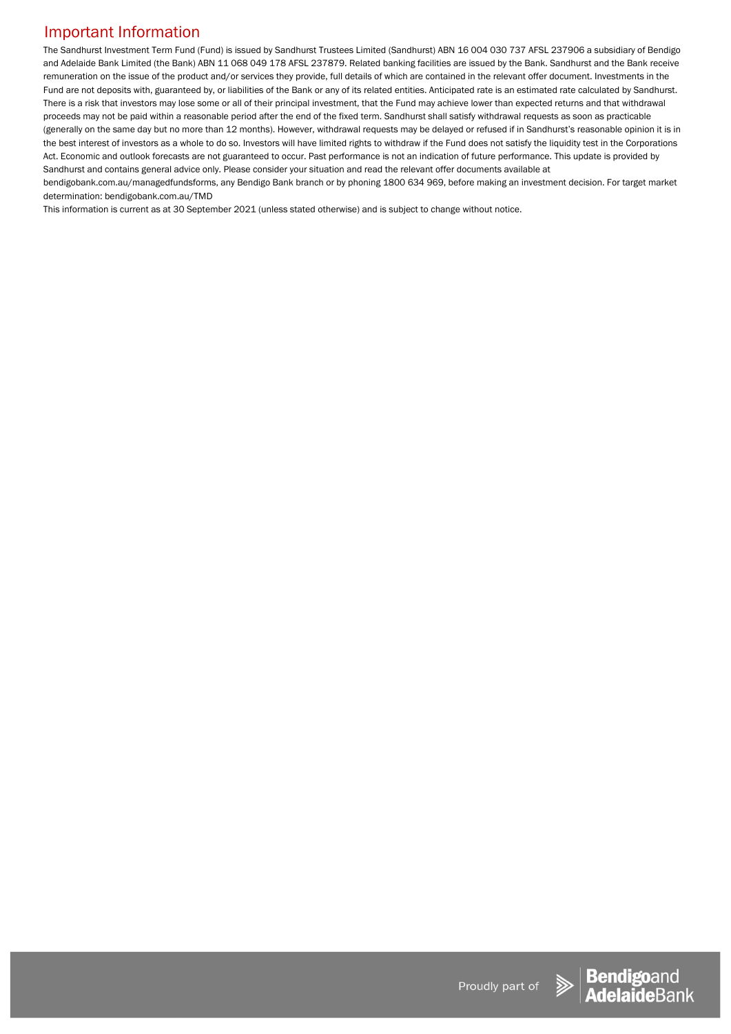## Important Information

The Sandhurst Investment Term Fund (Fund) is issued by Sandhurst Trustees Limited (Sandhurst) ABN 16 004 030 737 AFSL 237906 a subsidiary of Bendigo and Adelaide Bank Limited (the Bank) ABN 11 068 049 178 AFSL 237879. Related banking facilities are issued by the Bank. Sandhurst and the Bank receive remuneration on the issue of the product and/or services they provide, full details of which are contained in the relevant offer document. Investments in the Fund are not deposits with, guaranteed by, or liabilities of the Bank or any of its related entities. Anticipated rate is an estimated rate calculated by Sandhurst. There is a risk that investors may lose some or all of their principal investment, that the Fund may achieve lower than expected returns and that withdrawal proceeds may not be paid within a reasonable period after the end of the fixed term. Sandhurst shall satisfy withdrawal requests as soon as practicable (generally on the same day but no more than 12 months). However, withdrawal requests may be delayed or refused if in Sandhurst's reasonable opinion it is in the best interest of investors as a whole to do so. Investors will have limited rights to withdraw if the Fund does not satisfy the liquidity test in the Corporations Act. Economic and outlook forecasts are not guaranteed to occur. Past performance is not an indication of future performance. This update is provided by Sandhurst and contains general advice only. Please consider your situation and read the relevant offer documents available at bendigobank.com.au/managedfundsforms, any Bendigo Bank branch or by phoning 1800 634 969, before making an investment decision. For target market determination: bendigobank.com.au/TMD

This information is current as at 30 September 2021 (unless stated otherwise) and is subject to change without notice.

Proudly part of Bendigo and Adelaide Bank